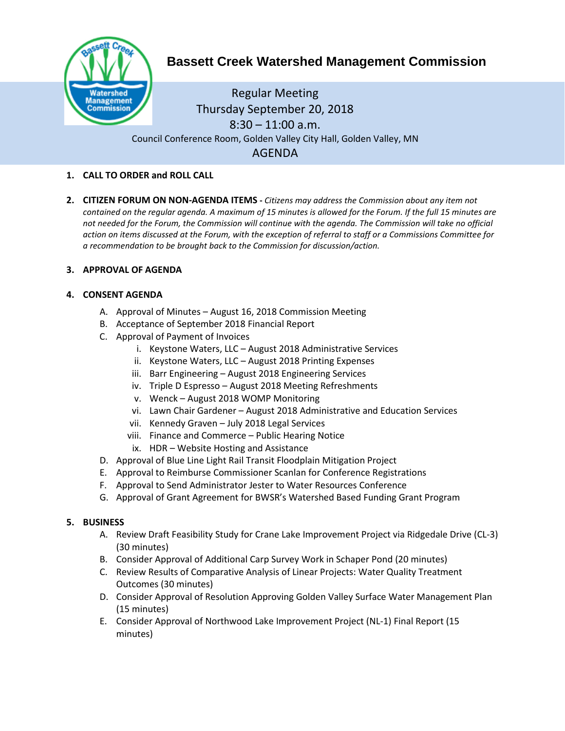# Bassett Creek Watershed Management Commission

Regular Meeting
Thursday September 20, 2018
8:30 – 11:00 a.m.
Council Conference Room, Golden Valley City Hall, Golden Valley, MN

## AGENDA

1. **CALL TO ORDER and ROLL CALL**

2. **CITIZEN FORUM ON NON-AGENDA ITEMS** - *Citizens may address the Commission about any item not contained on the regular agenda. A maximum of 15 minutes is allowed for the Forum. If the full 15 minutes are not needed for the Forum, the Commission will continue with the agenda. The Commission will take no official action on items discussed at the Forum, with the exception of referral to staff or a Commissions Committee for a recommendation to be brought back to the Commission for discussion/action.*

3. **APPROVAL OF AGENDA**

4. **CONSENT AGENDA**
   - A. Approval of Minutes – August 16, 2018 Commission Meeting
   - B. Acceptance of September 2018 Financial Report
   - C. Approval of Payment of Invoices
     - i. Keystone Waters, LLC – August 2018 Administrative Services
     - ii. Keystone Waters, LLC – August 2018 Printing Expenses
     - iii. Barr Engineering – August 2018 Engineering Services
     - iv. Triple D Espresso – August 2018 Meeting Refreshments
     - v. Wenck – August 2018 WOMP Monitoring
     - vi. Lawn Chair Gardener – August 2018 Administrative and Education Services
     - vii. Kennedy Graven – July 2018 Legal Services
     - viii. Finance and Commerce – Public Hearing Notice
     - ix. HDR – Website Hosting and Assistance
   - D. Approval of Blue Line Light Rail Transit Floodplain Mitigation Project
   - E. Approval to Reimburse Commissioner Scanlan for Conference Registrations
   - F. Approval to Send Administrator Jester to Water Resources Conference
   - G. Approval of Grant Agreement for BWSR's Watershed Based Funding Grant Program

5. **BUSINESS**
   - A. Review Draft Feasibility Study for Crane Lake Improvement Project via Ridgedale Drive (CL-3) (30 minutes)
   - B. Consider Approval of Additional Carp Survey Work in Schaper Pond (20 minutes)
   - C. Review Results of Comparative Analysis of Linear Projects: Water Quality Treatment Outcomes (30 minutes)
   - D. Consider Approval of Resolution Approving Golden Valley Surface Water Management Plan (15 minutes)
   - E. Consider Approval of Northwood Lake Improvement Project (NL-1) Final Report (15 minutes)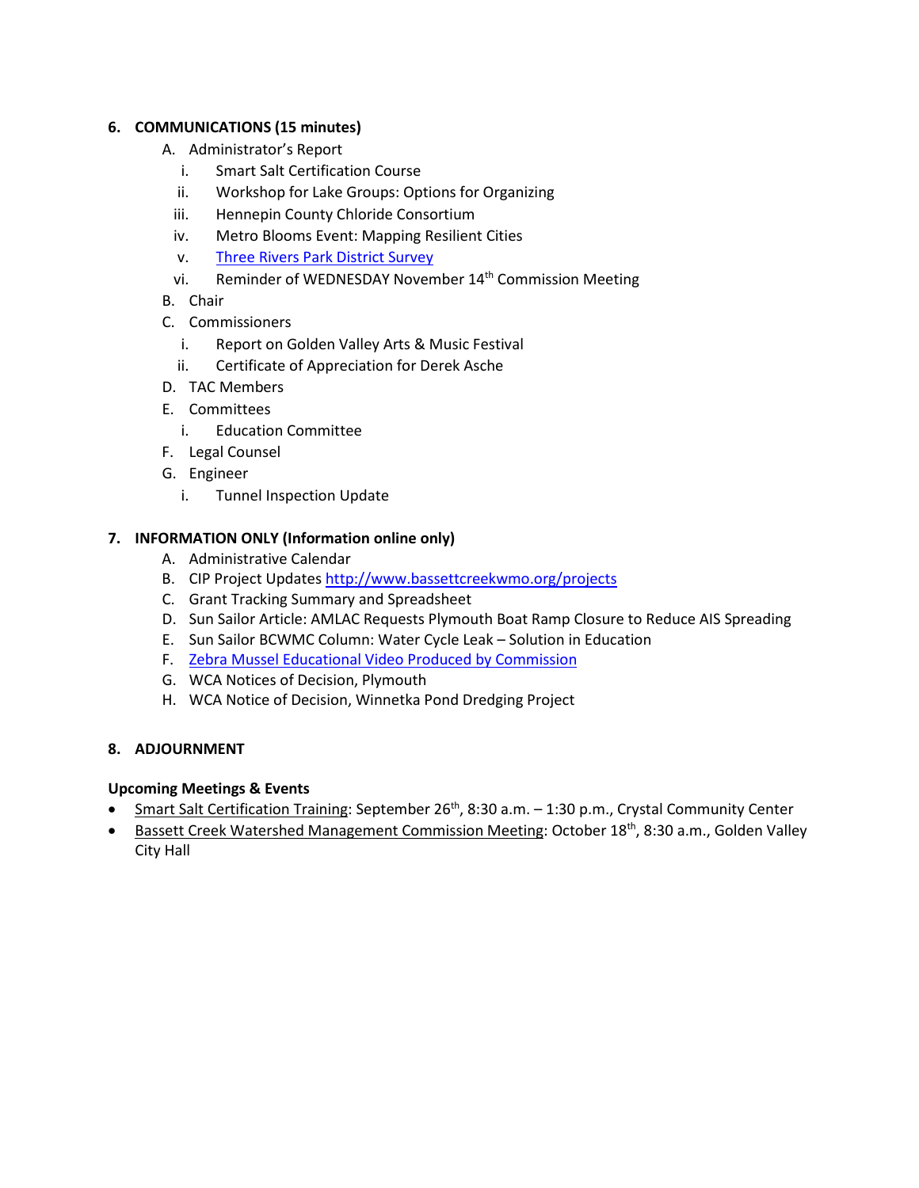6. **COMMUNICATIONS (15 minutes)**
   - A. Administrator's Report
     - i. Smart Salt Certification Course
     - ii. Workshop for Lake Groups: Options for Organizing
     - iii. Hennepin County Chloride Consortium
     - iv. Metro Blooms Event: Mapping Resilient Cities
     - v. Three Rivers Park District Survey
     - vi. Reminder of WEDNESDAY November 14th Commission Meeting
   - B. Chair
   - C. Commissioners
     - i. Report on Golden Valley Arts & Music Festival
     - ii. Certificate of Appreciation for Derek Asche
   - D. TAC Members
   - E. Committees
     - i. Education Committee
   - F. Legal Counsel
   - G. Engineer
     - i. Tunnel Inspection Update

7. **INFORMATION ONLY (Information online only)**
   - A. Administrative Calendar
   - B. CIP Project Updates http://www.bassettcreekwmo.org/projects
   - C. Grant Tracking Summary and Spreadsheet
   - D. Sun Sailor Article: AMLAC Requests Plymouth Boat Ramp Closure to Reduce AIS Spreading
   - E. Sun Sailor BCWMC Column: Water Cycle Leak – Solution in Education
   - F. Zebra Mussel Educational Video Produced by Commission
   - G. WCA Notices of Decision, Plymouth
   - H. WCA Notice of Decision, Winnetka Pond Dredging Project

8. **ADJOURNMENT**

**Upcoming Meetings & Events**

- Smart Salt Certification Training: September 26th, 8:30 a.m. – 1:30 p.m., Crystal Community Center
- Bassett Creek Watershed Management Commission Meeting: October 18th, 8:30 a.m., Golden Valley City Hall